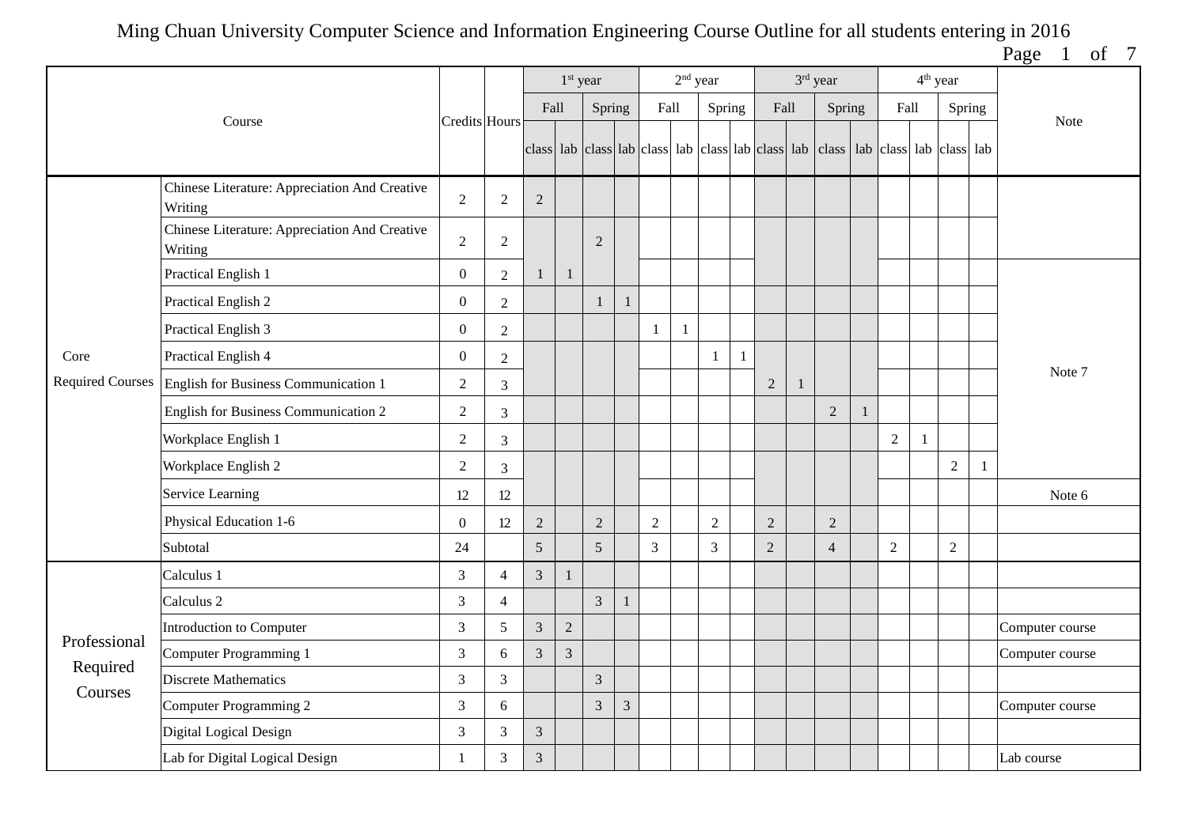# Ming Chuan University Computer Science and Information Engineering Course Outline for all students entering in 2016

| Course | | Credits | Hours | 1st year | | | | 2nd year | | | | 3rd year | | | | 4th year | | | | Note |
|---|---|---|---|---|---|---|---|---|---|---|---|---|---|---|---|---|---|---|---|---|
| | | | | Fall | | Spring | | Fall | | Spring | | Fall | | Spring | | Fall | | Spring | | |
| | | | | class | lab | class | lab | class | lab | class | lab | class | lab | class | lab | class | lab | class | lab | |
| Core Required Courses | Chinese Literature: Appreciation And Creative Writing | 2 | 2 | 2 | | | | | | | | | | | | | | | | |
| | Chinese Literature: Appreciation And Creative Writing | 2 | 2 | | | 2 | | | | | | | | | | | | | | |
| | Practical English 1 | 0 | 2 | 1 | 1 | | | | | | | | | | | | | | | Note 7 |
| | Practical English 2 | 0 | 2 | | | 1 | 1 | | | | | | | | | | | | | |
| | Practical English 3 | 0 | 2 | | | | | 1 | 1 | | | | | | | | | | | |
| | Practical English 4 | 0 | 2 | | | | | | | 1 | 1 | | | | | | | | | |
| | English for Business Communication 1 | 2 | 3 | | | | | | | | | 2 | 1 | | | | | | | |
| | English for Business Communication 2 | 2 | 3 | | | | | | | | | | | 2 | 1 | | | | | |
| | Workplace English 1 | 2 | 3 | | | | | | | | | | | | | 2 | 1 | | | |
| | Workplace English 2 | 2 | 3 | | | | | | | | | | | | | | | 2 | 1 | |
| | Service Learning | 12 | 12 | | | | | | | | | | | | | | | | | Note 6 |
| | Physical Education 1-6 | 0 | 12 | 2 | | 2 | | 2 | | 2 | | 2 | | 2 | | | | | | |
| | Subtotal | 24 | | 5 | | 5 | | 3 | | 3 | | 2 | | 4 | | 2 | | 2 | | |
| Professional Required Courses | Calculus 1 | 3 | 4 | 3 | 1 | | | | | | | | | | | | | | | |
| | Calculus 2 | 3 | 4 | | | 3 | 1 | | | | | | | | | | | | | |
| | Introduction to Computer | 3 | 5 | 3 | 2 | | | | | | | | | | | | | | | Computer course |
| | Computer Programming 1 | 3 | 6 | 3 | 3 | | | | | | | | | | | | | | | Computer course |
| | Discrete Mathematics | 3 | 3 | | | 3 | | | | | | | | | | | | | | |
| | Computer Programming 2 | 3 | 6 | | | 3 | 3 | | | | | | | | | | | | | Computer course |
| | Digital Logical Design | 3 | 3 | 3 | | | | | | | | | | | | | | | | |
| | Lab for Digital Logical Design | 1 | 3 | 3 | | | | | | | | | | | | | | | | Lab course |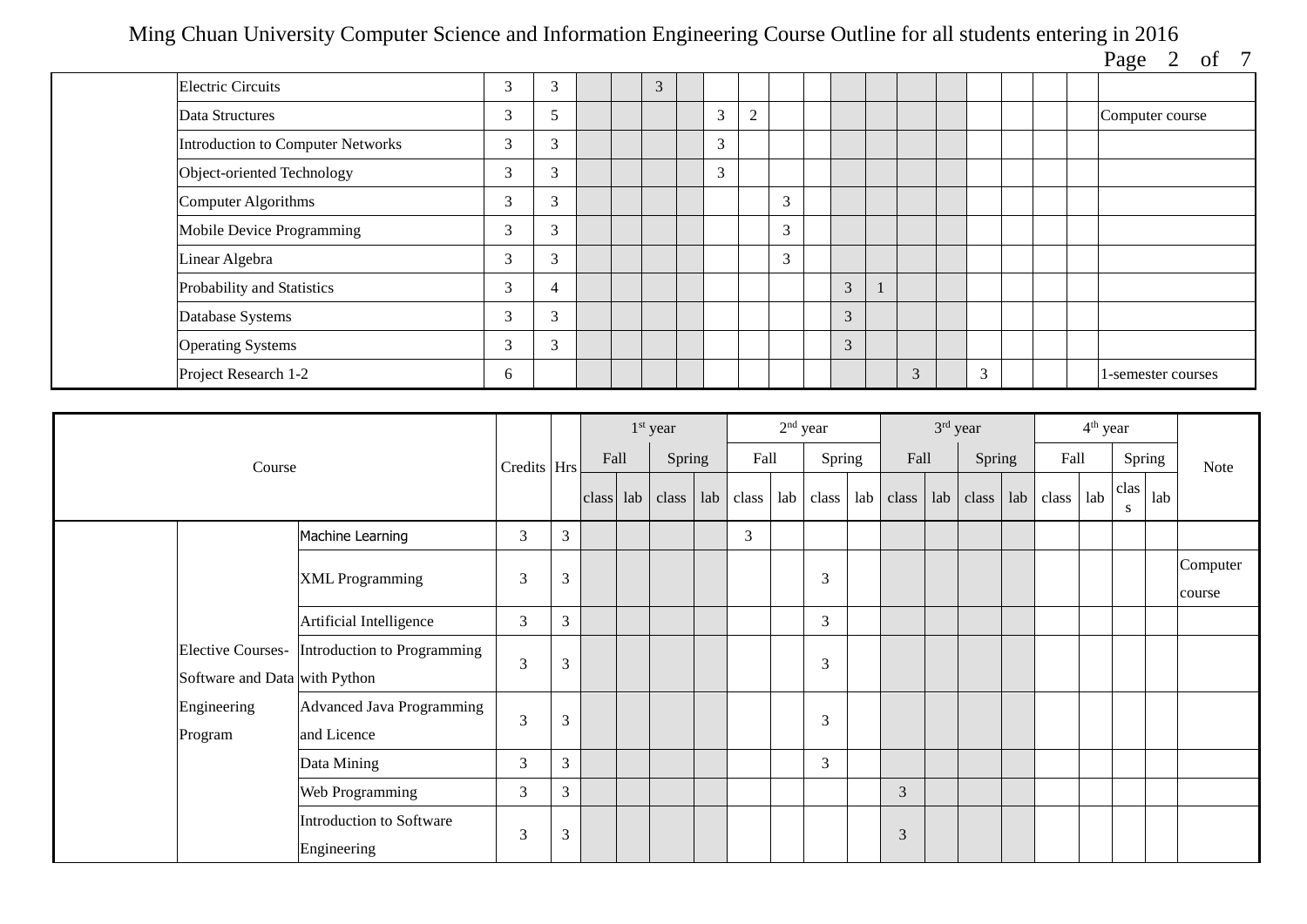| Course | | | Credits | Hrs | 1st year | | | | 2nd year | | | | 3rd year | | | | 4th year | | | | Note |
|---|---|---|---|---|---|---|---|---|---|---|---|---|---|---|---|---|---|---|---|---|---|
| | | | | | Fall | | Spring | | Fall | | Spring | | Fall | | Spring | | Fall | | Spring | | |
| | | | | | class | lab | class | lab | class | lab | class | lab | class | lab | class | lab | class | lab | class | lab | |
| | | Electric Circuits | 3 | 3 | | | 3 | | | | | | | | | | | | | | |
| | | Data Structures | 3 | 5 | | | | | 3 | 2 | | | | | | | | | | | Computer course |
| | | Introduction to Computer Networks | 3 | 3 | | | | | 3 | | | | | | | | | | | | |
| | | Object-oriented Technology | 3 | 3 | | | | | 3 | | | | | | | | | | | | |
| | | Computer Algorithms | 3 | 3 | | | | | | | 3 | | | | | | | | | | |
| | | Mobile Device Programming | 3 | 3 | | | | | | | 3 | | | | | | | | | | |
| | | Linear Algebra | 3 | 3 | | | | | | | 3 | | | | | | | | | | |
| | | Probability and Statistics | 3 | 4 | | | | | | | | | 3 | 1 | | | | | | | |
| | | Database Systems | 3 | 3 | | | | | | | | | 3 | | | | | | | | |
| | | Operating Systems | 3 | 3 | | | | | | | | | 3 | | | | | | | | |
| | | Project Research 1-2 | 6 | | | | | | | | | | | | 3 | | 3 | | | | 1-semester courses |
| | Elective Courses- Software and Data Engineering Program | Machine Learning | 3 | 3 | | | | | 3 | | | | | | | | | | | | |
| | | XML Programming | 3 | 3 | | | | | | | 3 | | | | | | | | | | Computer course |
| | | Artificial Intelligence | 3 | 3 | | | | | | | 3 | | | | | | | | | | |
| | | Introduction to Programming with Python | 3 | 3 | | | | | | | 3 | | | | | | | | | | |
| | | Advanced Java Programming and Licence | 3 | 3 | | | | | | | 3 | | | | | | | | | | |
| | | Data Mining | 3 | 3 | | | | | | | 3 | | | | | | | | | | |
| | | Web Programming | 3 | 3 | | | | | | | | | 3 | | | | | | | | |
| | | Introduction to Software Engineering | 3 | 3 | | | | | | | | | 3 | | | | | | | | |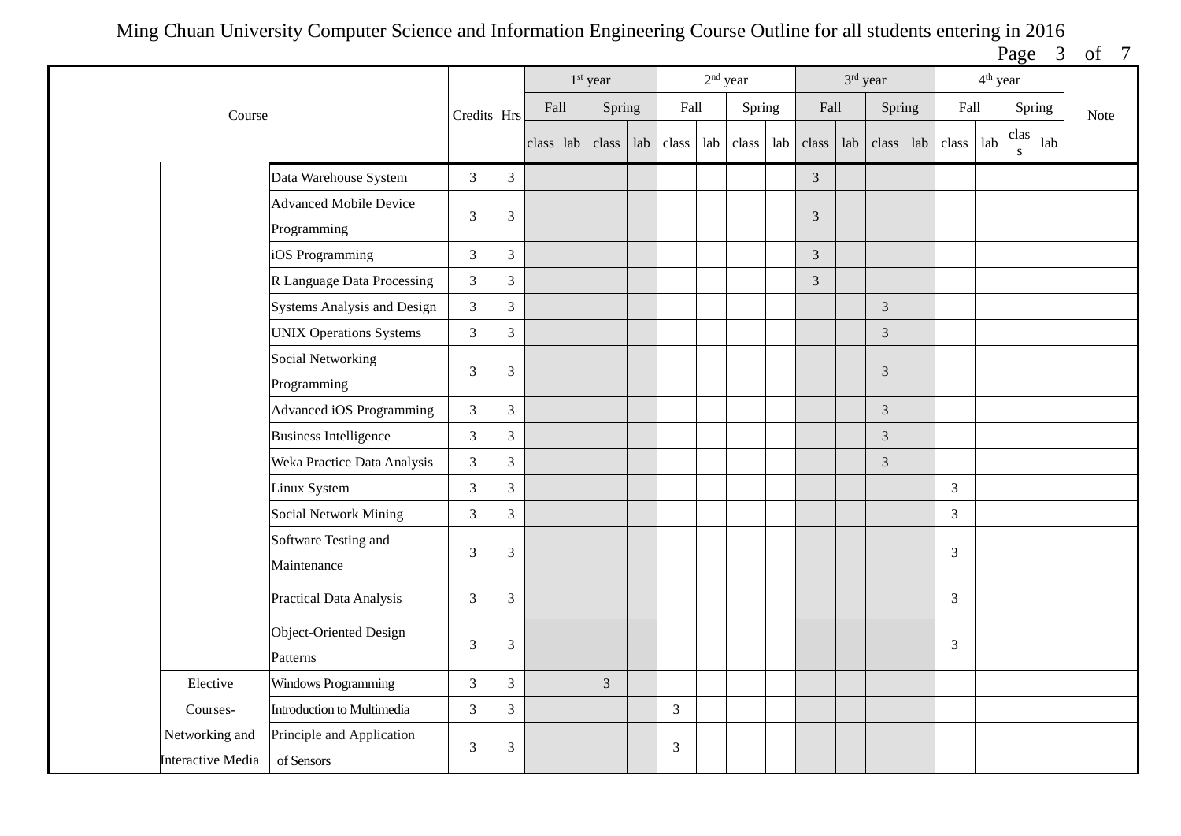Ming Chuan University Computer Science and Information Engineering Course Outline for all students entering in 2016

| Course | | Credits | Hrs | 1st year | | | | 2nd year | | | | 3rd year | | | | 4th year | | | | Note |
|---|---|---|---|---|---|---|---|---|---|---|---|---|---|---|---|---|---|---|---|---|
| | | | | Fall | | Spring | | Fall | | Spring | | Fall | | Spring | | Fall | | Spring | | |
| | | | | class | lab | class | lab | class | lab | class | lab | class | lab | class | lab | class | lab | class | lab | |
| | Data Warehouse System | 3 | 3 | | | | | | | | | 3 | | | | | | | | |
| | Advanced Mobile Device Programming | 3 | 3 | | | | | | | | | 3 | | | | | | | | |
| | iOS Programming | 3 | 3 | | | | | | | | | 3 | | | | | | | | |
| | R Language Data Processing | 3 | 3 | | | | | | | | | 3 | | | | | | | | |
| | Systems Analysis and Design | 3 | 3 | | | | | | | | | | | 3 | | | | | | |
| | UNIX Operations Systems | 3 | 3 | | | | | | | | | | | 3 | | | | | | |
| | Social Networking Programming | 3 | 3 | | | | | | | | | | | 3 | | | | | | |
| | Advanced iOS Programming | 3 | 3 | | | | | | | | | | | 3 | | | | | | |
| | Business Intelligence | 3 | 3 | | | | | | | | | | | 3 | | | | | | |
| | Weka Practice Data Analysis | 3 | 3 | | | | | | | | | | | 3 | | | | | | |
| | Linux System | 3 | 3 | | | | | | | | | | | | | 3 | | | | |
| | Social Network Mining | 3 | 3 | | | | | | | | | | | | | 3 | | | | |
| | Software Testing and Maintenance | 3 | 3 | | | | | | | | | | | | | 3 | | | | |
| | Practical Data Analysis | 3 | 3 | | | | | | | | | | | | | 3 | | | | |
| | Object-Oriented Design Patterns | 3 | 3 | | | | | | | | | | | | | 3 | | | | |
| Elective Courses- Networking and Interactive Media | Windows Programming | 3 | 3 | | | 3 | | | | | | | | | | | | | | |
| | Introduction to Multimedia | 3 | 3 | | | | | 3 | | | | | | | | | | | | |
| | Principle and Application of Sensors | 3 | 3 | | | | | 3 | | | | | | | | | | | | |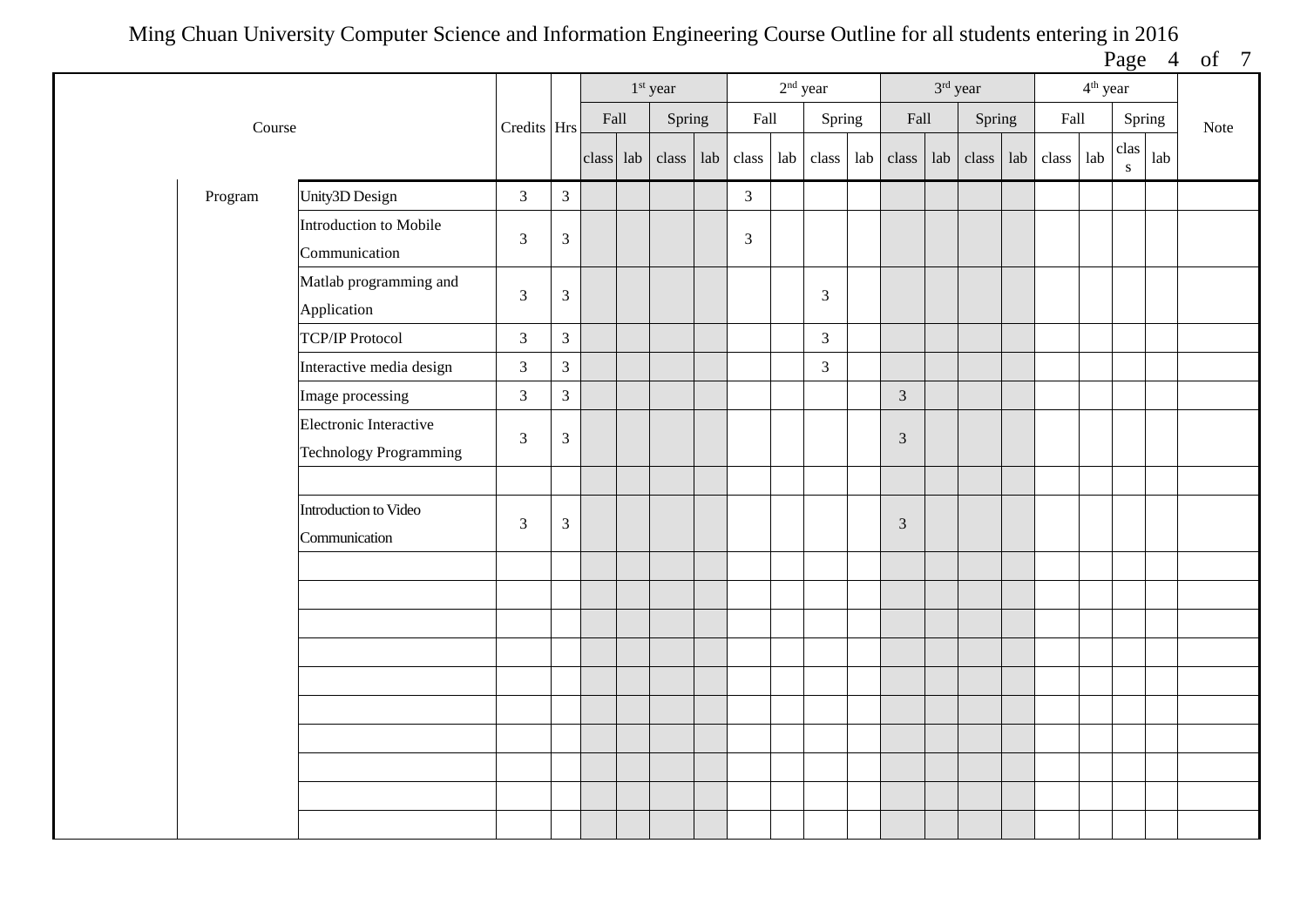# Ming Chuan University Computer Science and Information Engineering Course Outline for all students entering in 2016

| Course | | | Credits | Hrs | 1st year | | | | 2nd year | | | | 3rd year | | | | 4th year | | | | Note |
|---|---|---|---|---|---|---|---|---|---|---|---|---|---|---|---|---|---|---|---|---|---|
| | | | | | Fall | | Spring | | Fall | | Spring | | Fall | | Spring | | Fall | | Spring | | |
| | | | | | class | lab | class | lab | class | lab | class | lab | class | lab | class | lab | class | lab | class | lab | |
| | Program | Unity3D Design | 3 | 3 | | | | | 3 | | | | | | | | | | | | |
| | | Introduction to Mobile Communication | 3 | 3 | | | | | 3 | | | | | | | | | | | | |
| | | Matlab programming and Application | 3 | 3 | | | | | | | 3 | | | | | | | | | | |
| | | TCP/IP Protocol | 3 | 3 | | | | | | | 3 | | | | | | | | | | |
| | | Interactive media design | 3 | 3 | | | | | | | 3 | | | | | | | | | | |
| | | Image processing | 3 | 3 | | | | | | | | | 3 | | | | | | | | |
| | | Electronic Interactive Technology Programming | 3 | 3 | | | | | | | | | 3 | | | | | | | | |
| | | | | | | | | | | | | | | | | | | | | | |
| | | Introduction to Video Communication | 3 | 3 | | | | | | | | | 3 | | | | | | | | |
| | | | | | | | | | | | | | | | | | | | | | |
| | | | | | | | | | | | | | | | | | | | | | |
| | | | | | | | | | | | | | | | | | | | | | |
| | | | | | | | | | | | | | | | | | | | | | |
| | | | | | | | | | | | | | | | | | | | | | |
| | | | | | | | | | | | | | | | | | | | | | |
| | | | | | | | | | | | | | | | | | | | | | |
| | | | | | | | | | | | | | | | | | | | | | |
| | | | | | | | | | | | | | | | | | | | | | |
| | | | | | | | | | | | | | | | | | | | | | |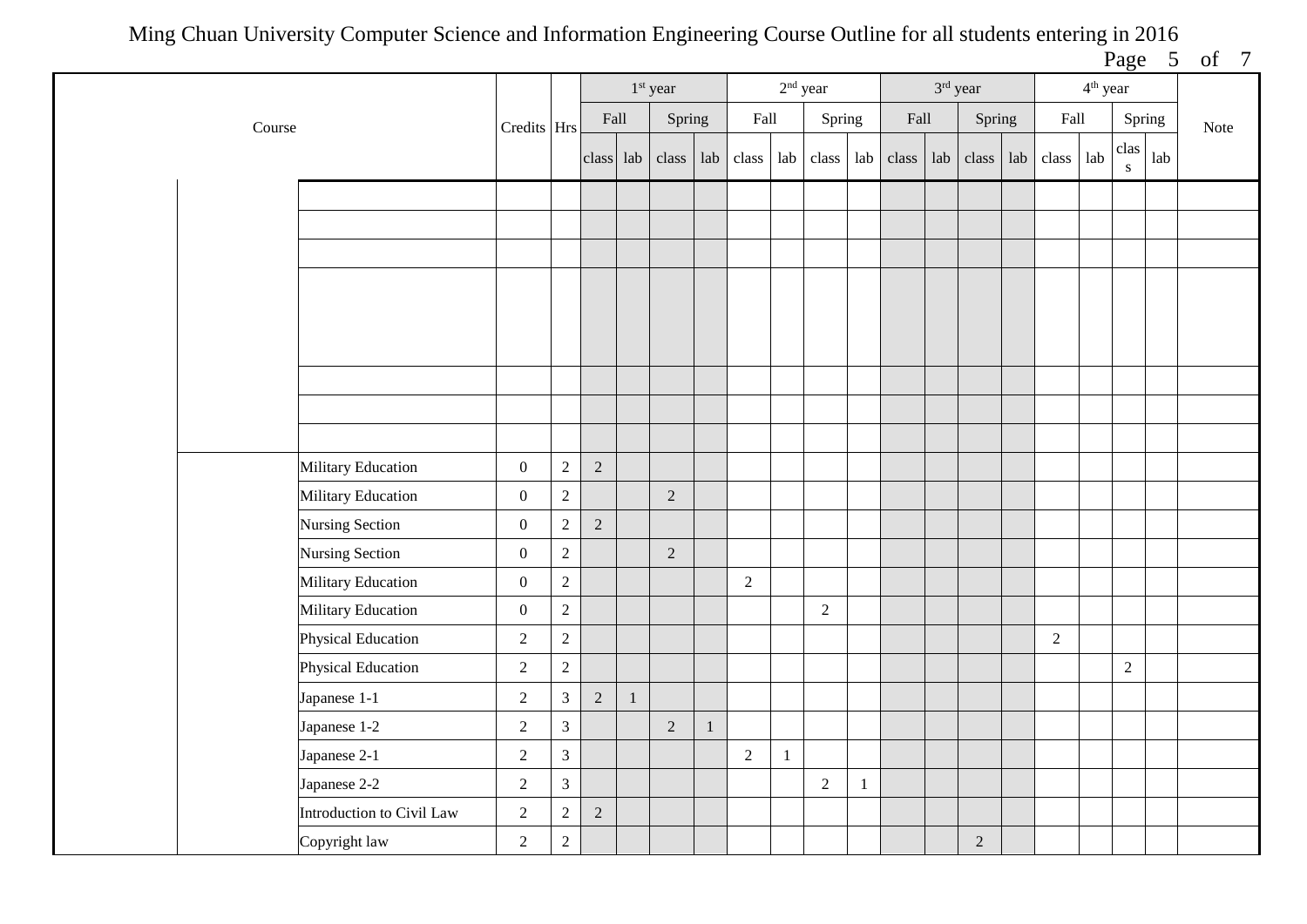Ming Chuan University Computer Science and Information Engineering Course Outline for all students entering in 2016

| Course | | | Credits | Hrs | 1st year | | | | 2nd year | | | | 3rd year | | | | 4th year | | | | Note |
|---|---|---|---|---|---|---|---|---|---|---|---|---|---|---|---|---|---|---|---|---|---|
| | | | | | Fall | | Spring | | Fall | | Spring | | Fall | | Spring | | Fall | | Spring | | |
| | | | | | class | lab | class | lab | class | lab | class | lab | class | lab | class | lab | class | lab | class | lab | |
| | | | | | | | | | | | | | | | | | | | | | |
| | | | | | | | | | | | | | | | | | | | | | |
| | | | | | | | | | | | | | | | | | | | | | |
| | | | | | | | | | | | | | | | | | | | | | |
| | | | | | | | | | | | | | | | | | | | | | |
| | | | | | | | | | | | | | | | | | | | | | |
| | | | | | | | | | | | | | | | | | | | | | |
| | | Military Education | 0 | 2 | 2 | | | | | | | | | | | | | | | | |
| | | Military Education | 0 | 2 | | | 2 | | | | | | | | | | | | | | |
| | | Nursing Section | 0 | 2 | 2 | | | | | | | | | | | | | | | | |
| | | Nursing Section | 0 | 2 | | | 2 | | | | | | | | | | | | | | |
| | | Military Education | 0 | 2 | | | | | 2 | | | | | | | | | | | | |
| | | Military Education | 0 | 2 | | | | | | | 2 | | | | | | | | | | |
| | | Physical Education | 2 | 2 | | | | | | | | | | | | | 2 | | | | |
| | | Physical Education | 2 | 2 | | | | | | | | | | | | | | | 2 | | |
| | | Japanese 1-1 | 2 | 3 | 2 | 1 | | | | | | | | | | | | | | | |
| | | Japanese 1-2 | 2 | 3 | | | 2 | 1 | | | | | | | | | | | | | |
| | | Japanese 2-1 | 2 | 3 | | | | | 2 | 1 | | | | | | | | | | | |
| | | Japanese 2-2 | 2 | 3 | | | | | | | 2 | 1 | | | | | | | | | |
| | | Introduction to Civil Law | 2 | 2 | 2 | | | | | | | | | | | | | | | | |
| | | Copyright law | 2 | 2 | | | | | | | | | | | 2 | | | | | | |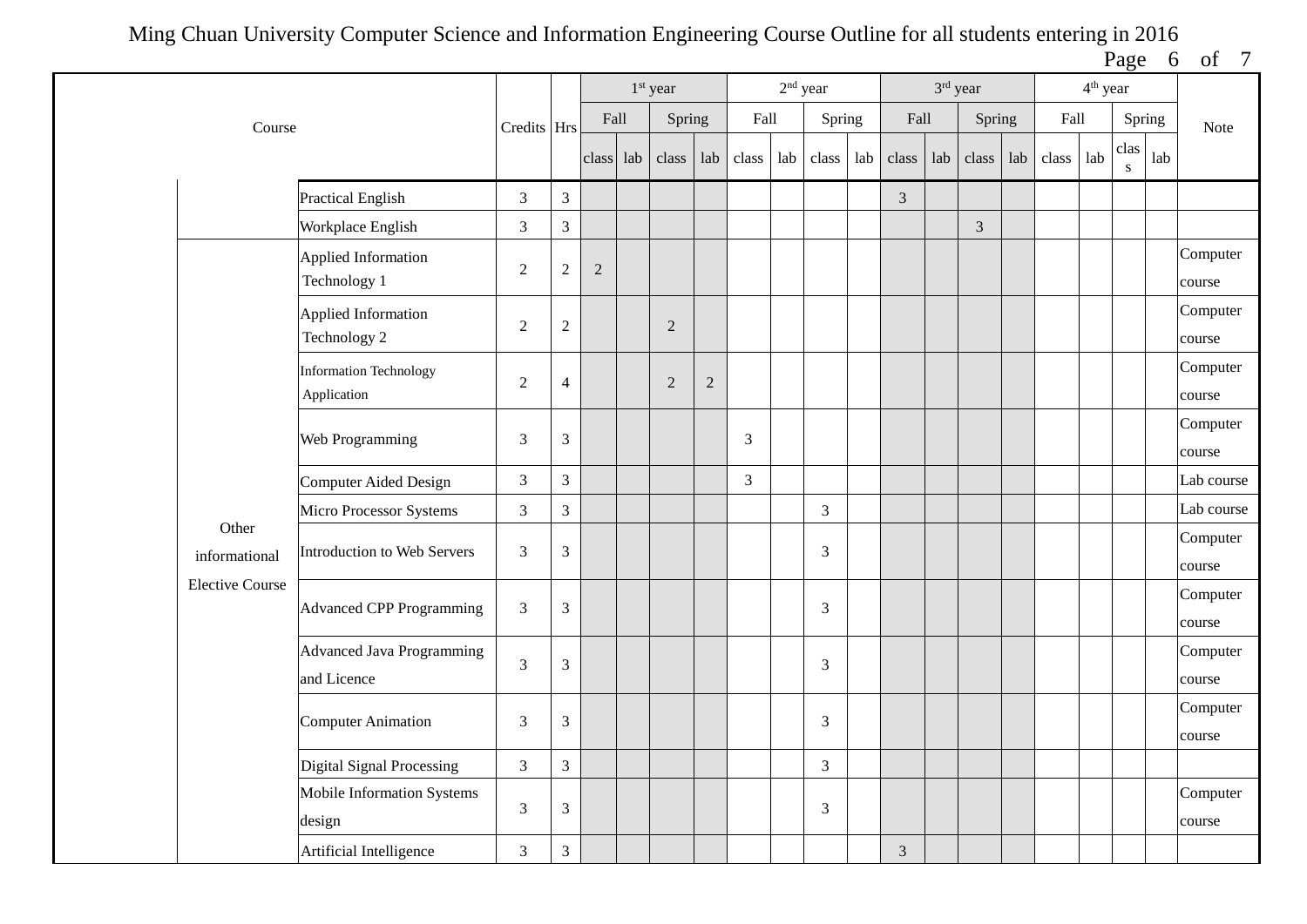# Ming Chuan University Computer Science and Information Engineering Course Outline for all students entering in 2016

| Course | | | Credits | Hrs | 1st year | | | | 2nd year | | | | 3rd year | | | | 4th year | | | | Note |
|---|---|---|---|---|---|---|---|---|---|---|---|---|---|---|---|---|---|---|---|---|---|
| | | | | | Fall | | Spring | | Fall | | Spring | | Fall | | Spring | | Fall | | Spring | | |
| | | | | | class | lab | class | lab | class | lab | class | lab | class | lab | class | lab | class | lab | class | lab | |
| | | Practical English | 3 | 3 | | | | | | | | | 3 | | | | | | | | |
| | | Workplace English | 3 | 3 | | | | | | | | | | | 3 | | | | | | |
| | Other informational Elective Course | Applied Information Technology 1 | 2 | 2 | 2 | | | | | | | | | | | | | | | | Computer course |
| | | Applied Information Technology 2 | 2 | 2 | | | 2 | | | | | | | | | | | | | | Computer course |
| | | Information Technology Application | 2 | 4 | | | 2 | 2 | | | | | | | | | | | | | Computer course |
| | | Web Programming | 3 | 3 | | | | | 3 | | | | | | | | | | | | Computer course |
| | | Computer Aided Design | 3 | 3 | | | | | 3 | | | | | | | | | | | | Lab course |
| | | Micro Processor Systems | 3 | 3 | | | | | | | 3 | | | | | | | | | | Lab course |
| | | Introduction to Web Servers | 3 | 3 | | | | | | | 3 | | | | | | | | | | Computer course |
| | | Advanced CPP Programming | 3 | 3 | | | | | | | 3 | | | | | | | | | | Computer course |
| | | Advanced Java Programming and Licence | 3 | 3 | | | | | | | 3 | | | | | | | | | | Computer course |
| | | Computer Animation | 3 | 3 | | | | | | | 3 | | | | | | | | | | Computer course |
| | | Digital Signal Processing | 3 | 3 | | | | | | | 3 | | | | | | | | | | |
| | | Mobile Information Systems design | 3 | 3 | | | | | | | 3 | | | | | | | | | | Computer course |
| | | Artificial Intelligence | 3 | 3 | | | | | | | | | 3 | | | | | | | | |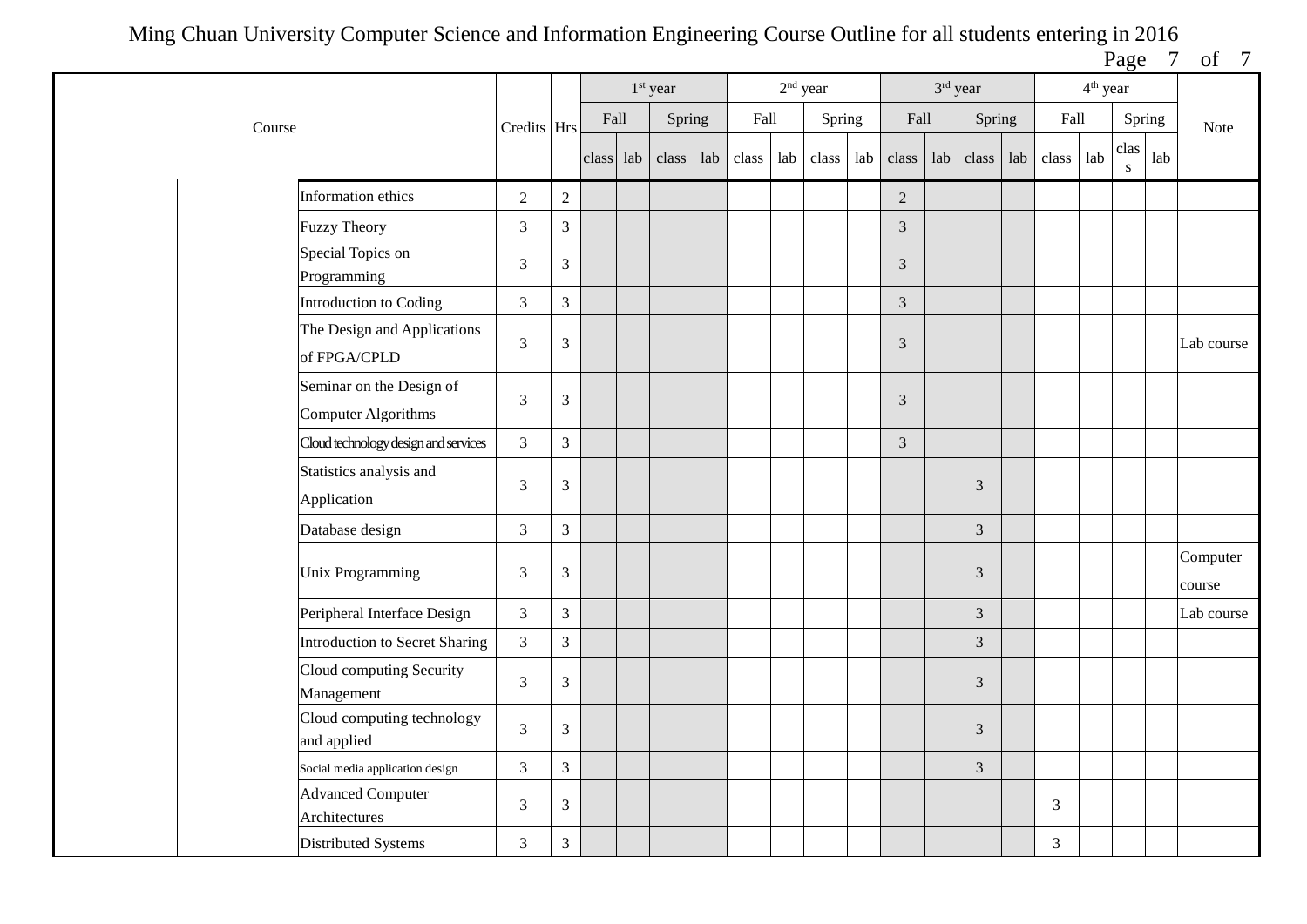# Ming Chuan University Computer Science and Information Engineering Course Outline for all students entering in 2016

| Course | | | Credits | Hrs | 1st year | | | | 2nd year | | | | 3rd year | | | | 4th year | | | | Note |
|---|---|---|---|---|---|---|---|---|---|---|---|---|---|---|---|---|---|---|---|---|---|
| | | | | | Fall | | Spring | | Fall | | Spring | | Fall | | Spring | | Fall | | Spring | | |
| | | | | | class | lab | class | lab | class | lab | class | lab | class | lab | class | lab | class | lab | class | lab | |
| | | Information ethics | 2 | 2 | | | | | | | | | 2 | | | | | | | | |
| | | Fuzzy Theory | 3 | 3 | | | | | | | | | 3 | | | | | | | | |
| | | Special Topics on Programming | 3 | 3 | | | | | | | | | 3 | | | | | | | | |
| | | Introduction to Coding | 3 | 3 | | | | | | | | | 3 | | | | | | | | |
| | | The Design and Applications of FPGA/CPLD | 3 | 3 | | | | | | | | | 3 | | | | | | | | Lab course |
| | | Seminar on the Design of Computer Algorithms | 3 | 3 | | | | | | | | | 3 | | | | | | | | |
| | | Cloud technology design and services | 3 | 3 | | | | | | | | | 3 | | | | | | | | |
| | | Statistics analysis and Application | 3 | 3 | | | | | | | | | | | 3 | | | | | | |
| | | Database design | 3 | 3 | | | | | | | | | | | 3 | | | | | | |
| | | Unix Programming | 3 | 3 | | | | | | | | | | | 3 | | | | | | Computer course |
| | | Peripheral Interface Design | 3 | 3 | | | | | | | | | | | 3 | | | | | | Lab course |
| | | Introduction to Secret Sharing | 3 | 3 | | | | | | | | | | | 3 | | | | | | |
| | | Cloud computing Security Management | 3 | 3 | | | | | | | | | | | 3 | | | | | | |
| | | Cloud computing technology and applied | 3 | 3 | | | | | | | | | | | 3 | | | | | | |
| | | Social media application design | 3 | 3 | | | | | | | | | | | 3 | | | | | | |
| | | Advanced Computer Architectures | 3 | 3 | | | | | | | | | | | | | 3 | | | | |
| | | Distributed Systems | 3 | 3 | | | | | | | | | | | | | 3 | | | | |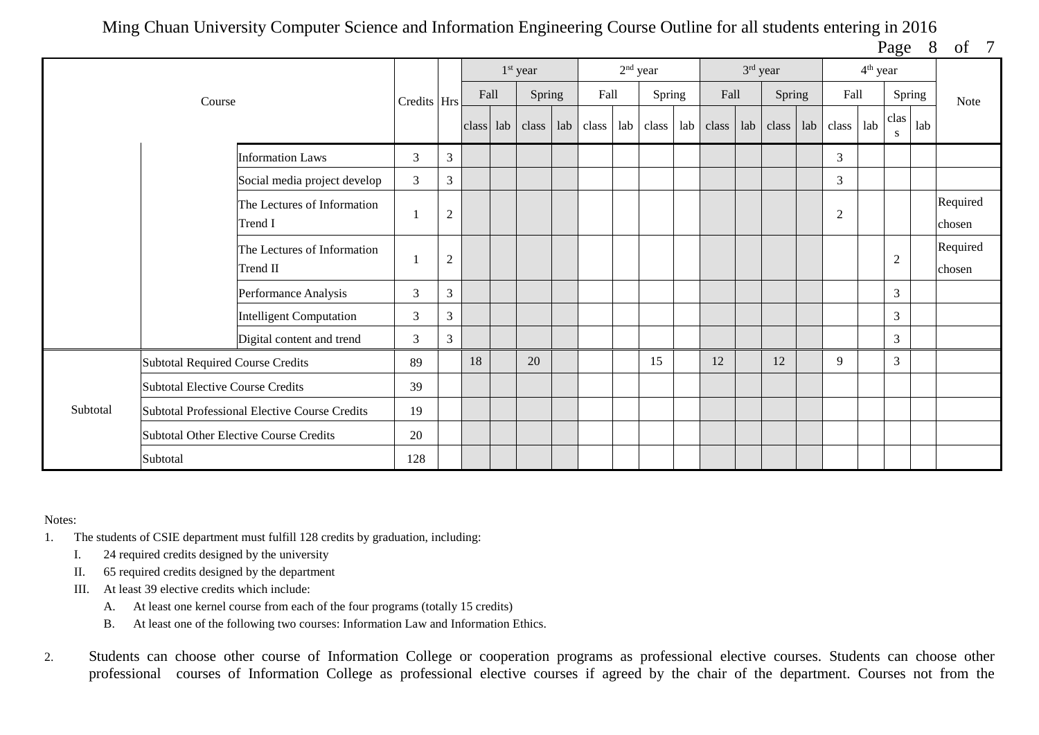Ming Chuan University Computer Science and Information Engineering Course Outline for all students entering in 2016

| Course | | | Credits | Hrs | 1st year | | | | 2nd year | | | | 3rd year | | | | 4th year | | | | Note |
|---|---|---|---|---|---|---|---|---|---|---|---|---|---|---|---|---|---|---|---|---|---|
| | | | | | Fall | | Spring | | Fall | | Spring | | Fall | | Spring | | Fall | | Spring | | |
| | | | | | class | lab | class | lab | class | lab | class | lab | class | lab | class | lab | class | lab | class | lab | |
| | | Information Laws | 3 | 3 | | | | | | | | | | | | | 3 | | | | |
| | | Social media project develop | 3 | 3 | | | | | | | | | | | | | 3 | | | | |
| | | The Lectures of Information Trend I | 1 | 2 | | | | | | | | | | | | | 2 | | | | Required chosen |
| | | The Lectures of Information Trend II | 1 | 2 | | | | | | | | | | | | | | | 2 | | Required chosen |
| | | Performance Analysis | 3 | 3 | | | | | | | | | | | | | | | 3 | | |
| | | Intelligent Computation | 3 | 3 | | | | | | | | | | | | | | | 3 | | |
| | | Digital content and trend | 3 | 3 | | | | | | | | | | | | | | | 3 | | |
| Subtotal | Subtotal Required Course Credits | | 89 | | 18 | | 20 | | | | 15 | | 12 | | 12 | | 9 | | 3 | | |
| | Subtotal Elective Course Credits | | 39 | | | | | | | | | | | | | | | | | | |
| | Subtotal Professional Elective Course Credits | | 19 | | | | | | | | | | | | | | | | | | |
| | Subtotal Other Elective Course Credits | | 20 | | | | | | | | | | | | | | | | | | |
| | Subtotal | | 128 | | | | | | | | | | | | | | | | | | |

Notes:

1. The students of CSIE department must fulfill 128 credits by graduation, including:
   I. 24 required credits designed by the university
   II. 65 required credits designed by the department
   III. At least 39 elective credits which include:
      A. At least one kernel course from each of the four programs (totally 15 credits)
      B. At least one of the following two courses: Information Law and Information Ethics.

2. Students can choose other course of Information College or cooperation programs as professional elective courses. Students can choose other professional courses of Information College as professional elective courses if agreed by the chair of the department. Courses not from the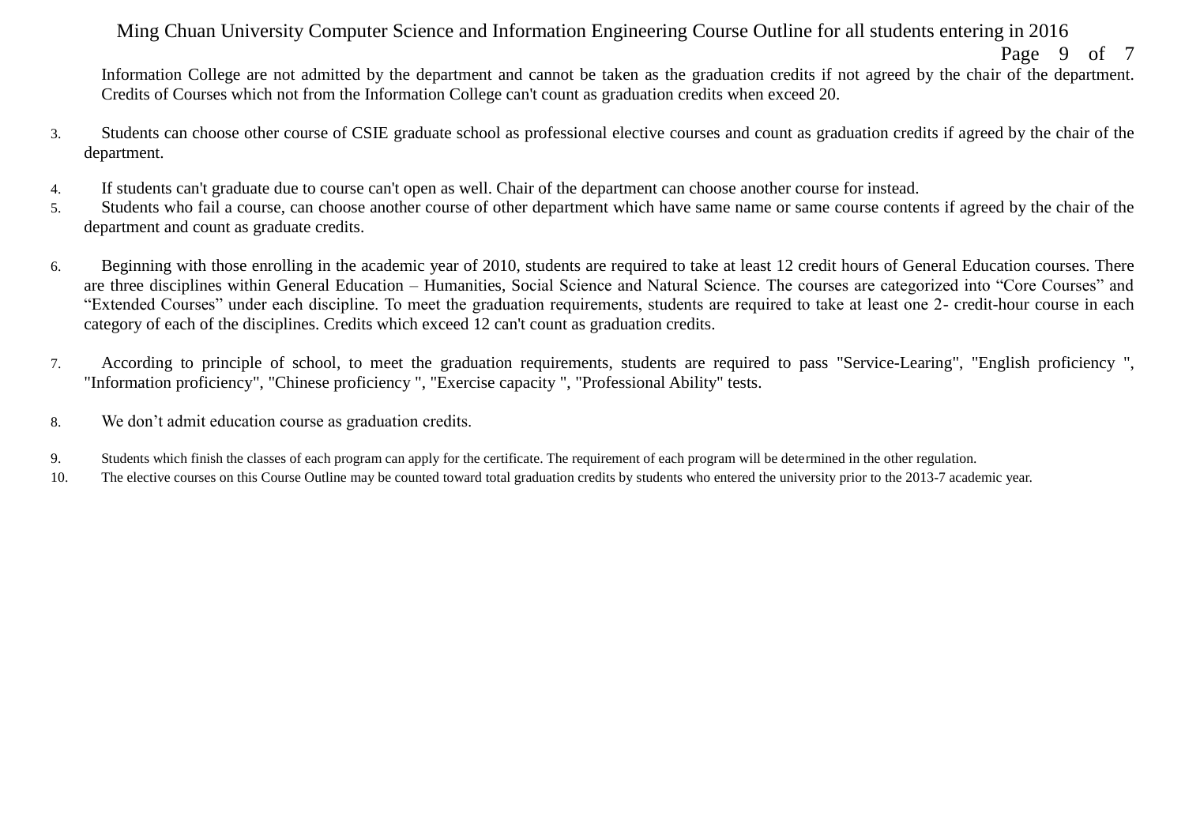Information College are not admitted by the department and cannot be taken as the graduation credits if not agreed by the chair of the department. Credits of Courses which not from the Information College can't count as graduation credits when exceed 20.

3. Students can choose other course of CSIE graduate school as professional elective courses and count as graduation credits if agreed by the chair of the department.

4. If students can't graduate due to course can't open as well. Chair of the department can choose another course for instead.
5. Students who fail a course, can choose another course of other department which have same name or same course contents if agreed by the chair of the department and count as graduate credits.

6. Beginning with those enrolling in the academic year of 2010, students are required to take at least 12 credit hours of General Education courses. There are three disciplines within General Education – Humanities, Social Science and Natural Science. The courses are categorized into "Core Courses" and "Extended Courses" under each discipline. To meet the graduation requirements, students are required to take at least one 2- credit-hour course in each category of each of the disciplines. Credits which exceed 12 can't count as graduation credits.

7. According to principle of school, to meet the graduation requirements, students are required to pass "Service-Learing", "English proficiency ", "Information proficiency", "Chinese proficiency ", "Exercise capacity ", "Professional Ability" tests.

8. We don't admit education course as graduation credits.

9. Students which finish the classes of each program can apply for the certificate. The requirement of each program will be determined in the other regulation.
10. The elective courses on this Course Outline may be counted toward total graduation credits by students who entered the university prior to the 2013-7 academic year.